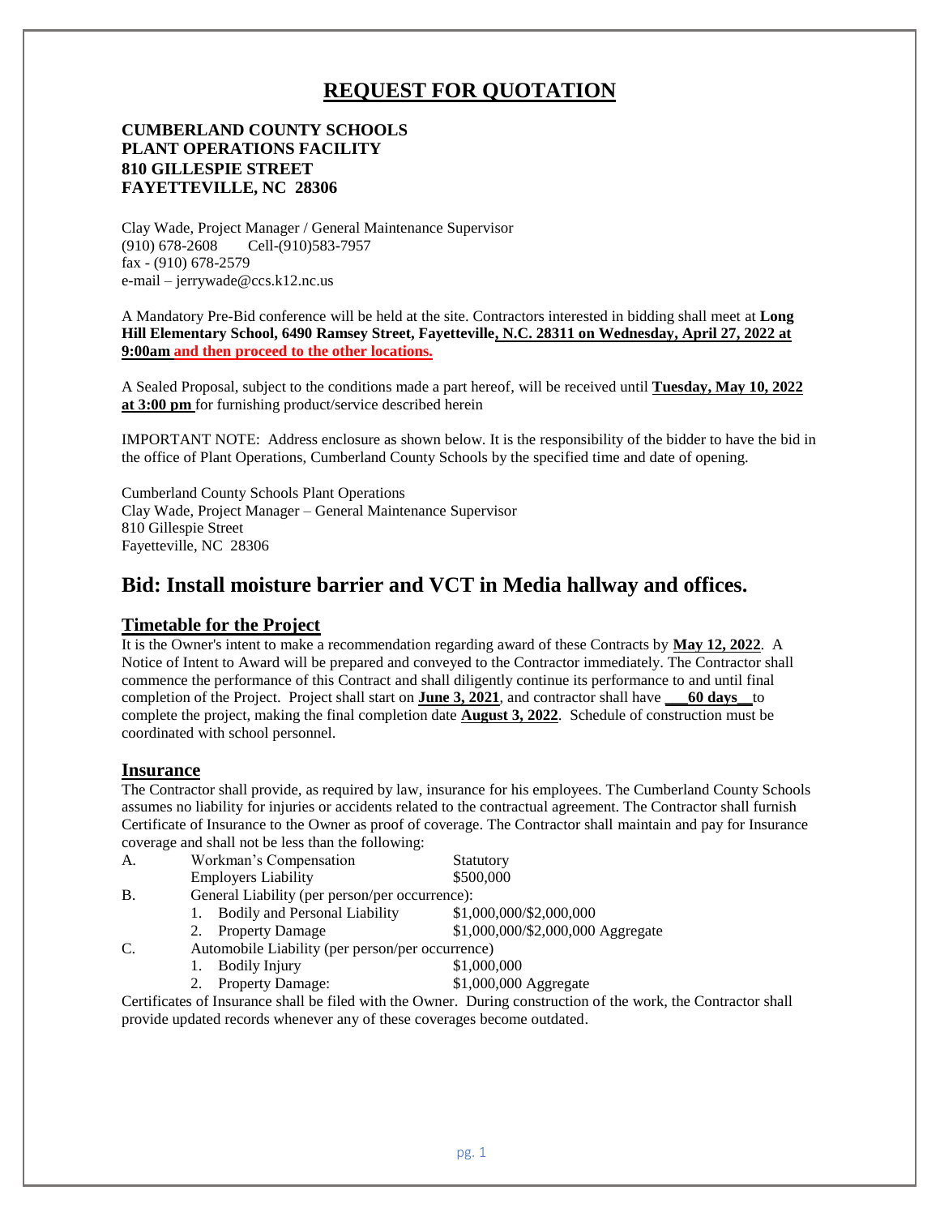# REQUEST FOR QUOTATION

**CUMBERLAND COUNTY SCHOOLS**
**PLANT OPERATIONS FACILITY**
**810 GILLESPIE STREET**
**FAYETTEVILLE, NC 28306**

Clay Wade, Project Manager / General Maintenance Supervisor
(910) 678-2608 Cell-(910)583-7957
fax - (910) 678-2579
e-mail – jerrywade@ccs.k12.nc.us

A Mandatory Pre-Bid conference will be held at the site. Contractors interested in bidding shall meet at **Long Hill Elementary School, 6490 Ramsey Street, Fayetteville, N.C. 28311 on Wednesday, April 27, 2022 at 9:00am and then proceed to the other locations.**

A Sealed Proposal, subject to the conditions made a part hereof, will be received until **Tuesday, May 10, 2022 at 3:00 pm** for furnishing product/service described herein

IMPORTANT NOTE: Address enclosure as shown below. It is the responsibility of the bidder to have the bid in the office of Plant Operations, Cumberland County Schools by the specified time and date of opening.

Cumberland County Schools Plant Operations
Clay Wade, Project Manager – General Maintenance Supervisor
810 Gillespie Street
Fayetteville, NC 28306

## Bid: Install moisture barrier and VCT in Media hallway and offices.

### Timetable for the Project

It is the Owner's intent to make a recommendation regarding award of these Contracts by **May 12, 2022**. A Notice of Intent to Award will be prepared and conveyed to the Contractor immediately. The Contractor shall commence the performance of this Contract and shall diligently continue its performance to and until final completion of the Project. Project shall start on **June 3, 2021**, and contractor shall have **___60 days__** to complete the project, making the final completion date **August 3, 2022**. Schedule of construction must be coordinated with school personnel.

### Insurance

The Contractor shall provide, as required by law, insurance for his employees. The Cumberland County Schools assumes no liability for injuries or accidents related to the contractual agreement. The Contractor shall furnish Certificate of Insurance to the Owner as proof of coverage. The Contractor shall maintain and pay for Insurance coverage and shall not be less than the following:

A. Workman's Compensation — Statutory
   Employers Liability — $500,000

B. General Liability (per person/per occurrence):
   1. Bodily and Personal Liability — $1,000,000/$2,000,000
   2. Property Damage — $1,000,000/$2,000,000 Aggregate

C. Automobile Liability (per person/per occurrence)
   1. Bodily Injury — $1,000,000
   2. Property Damage: — $1,000,000 Aggregate

Certificates of Insurance shall be filed with the Owner. During construction of the work, the Contractor shall provide updated records whenever any of these coverages become outdated.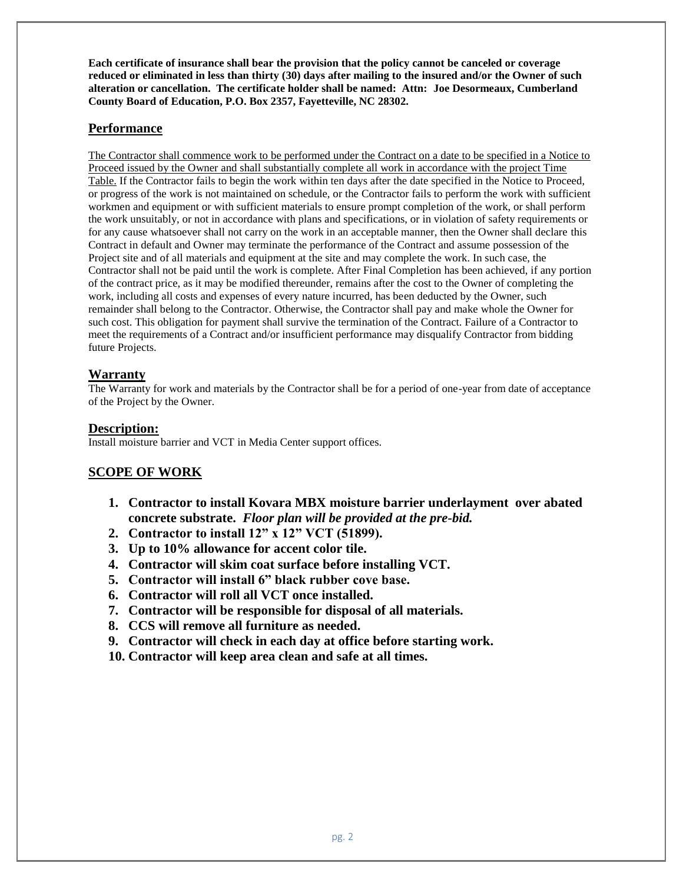**Each certificate of insurance shall bear the provision that the policy cannot be canceled or coverage reduced or eliminated in less than thirty (30) days after mailing to the insured and/or the Owner of such alteration or cancellation. The certificate holder shall be named: Attn: Joe Desormeaux, Cumberland County Board of Education, P.O. Box 2357, Fayetteville, NC 28302.**

## Performance

The Contractor shall commence work to be performed under the Contract on a date to be specified in a Notice to Proceed issued by the Owner and shall substantially complete all work in accordance with the project Time Table. If the Contractor fails to begin the work within ten days after the date specified in the Notice to Proceed, or progress of the work is not maintained on schedule, or the Contractor fails to perform the work with sufficient workmen and equipment or with sufficient materials to ensure prompt completion of the work, or shall perform the work unsuitably, or not in accordance with plans and specifications, or in violation of safety requirements or for any cause whatsoever shall not carry on the work in an acceptable manner, then the Owner shall declare this Contract in default and Owner may terminate the performance of the Contract and assume possession of the Project site and of all materials and equipment at the site and may complete the work. In such case, the Contractor shall not be paid until the work is complete. After Final Completion has been achieved, if any portion of the contract price, as it may be modified thereunder, remains after the cost to the Owner of completing the work, including all costs and expenses of every nature incurred, has been deducted by the Owner, such remainder shall belong to the Contractor. Otherwise, the Contractor shall pay and make whole the Owner for such cost. This obligation for payment shall survive the termination of the Contract. Failure of a Contractor to meet the requirements of a Contract and/or insufficient performance may disqualify Contractor from bidding future Projects.

## Warranty

The Warranty for work and materials by the Contractor shall be for a period of one-year from date of acceptance of the Project by the Owner.

## Description:

Install moisture barrier and VCT in Media Center support offices.

## SCOPE OF WORK

1. **Contractor to install Kovara MBX moisture barrier underlayment over abated concrete substrate.** ***Floor plan will be provided at the pre-bid.***
2. **Contractor to install 12" x 12" VCT (51899).**
3. **Up to 10% allowance for accent color tile.**
4. **Contractor will skim coat surface before installing VCT.**
5. **Contractor will install 6" black rubber cove base.**
6. **Contractor will roll all VCT once installed.**
7. **Contractor will be responsible for disposal of all materials.**
8. **CCS will remove all furniture as needed.**
9. **Contractor will check in each day at office before starting work.**
10. **Contractor will keep area clean and safe at all times.**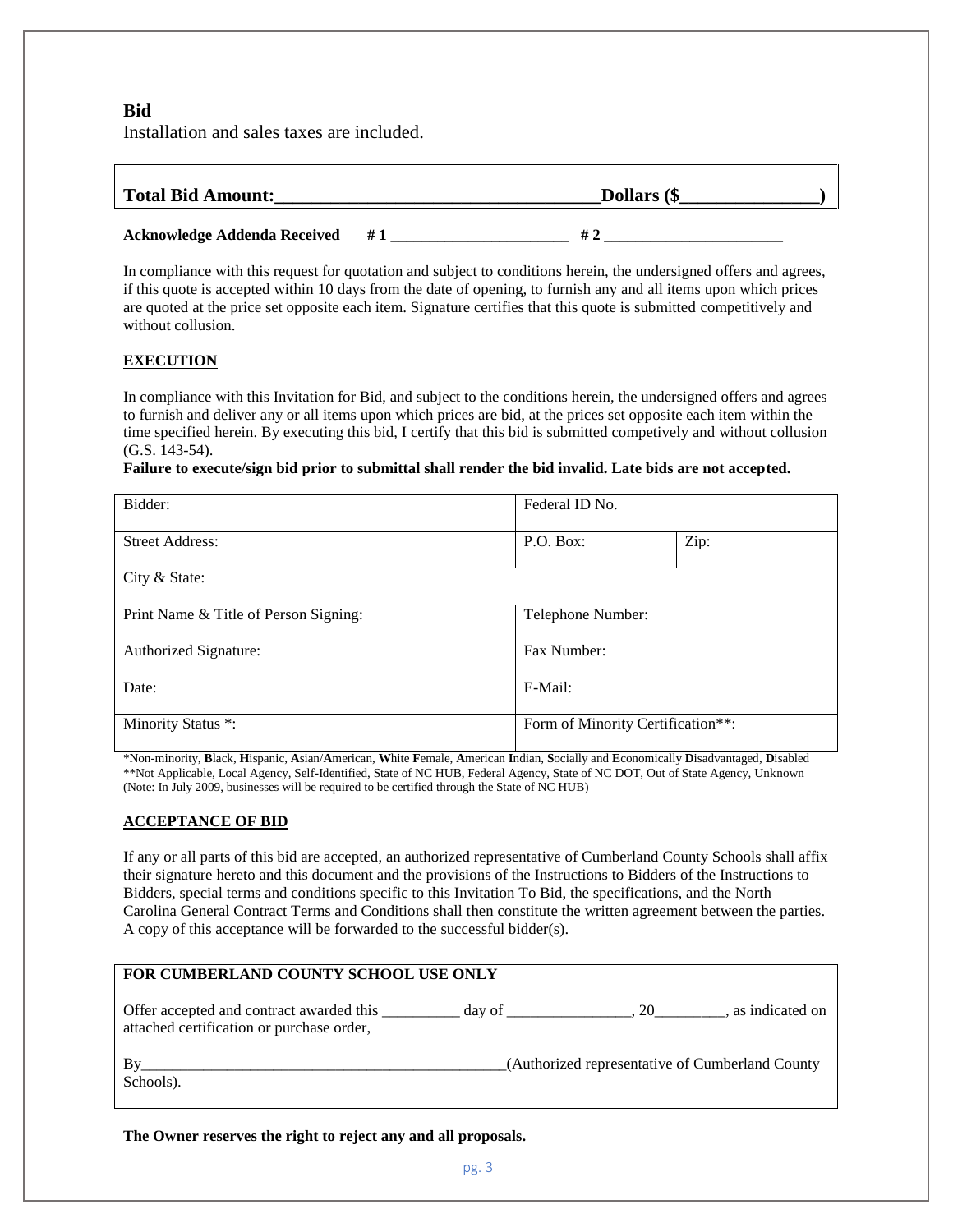**Bid**

Installation and sales taxes are included.

**Total Bid Amount:___________________________________Dollars ($_______________)**

**Acknowledge Addenda Received # 1 ______________________ # 2 ______________________**

In compliance with this request for quotation and subject to conditions herein, the undersigned offers and agrees, if this quote is accepted within 10 days from the date of opening, to furnish any and all items upon which prices are quoted at the price set opposite each item. Signature certifies that this quote is submitted competitively and without collusion.

**EXECUTION**

In compliance with this Invitation for Bid, and subject to the conditions herein, the undersigned offers and agrees to furnish and deliver any or all items upon which prices are bid, at the prices set opposite each item within the time specified herein. By executing this bid, I certify that this bid is submitted competevely and without collusion (G.S. 143-54).

**Failure to execute/sign bid prior to submittal shall render the bid invalid. Late bids are not accepted.**

| | | |
|---|---|---|
| Bidder: | Federal ID No. | |
| Street Address: | P.O. Box: | Zip: |
| City & State: | | |
| Print Name & Title of Person Signing: | Telephone Number: | |
| Authorized Signature: | Fax Number: | |
| Date: | E-Mail: | |
| Minority Status *: | Form of Minority Certification**: | |

*Non-minority, **B**lack, **H**ispanic, **A**sian/**A**merican, **W**hite **F**emale, **A**merican **I**ndian, **S**ocially and **E**conomically **D**isadvantaged, **D**isabled
**Not Applicable, Local Agency, Self-Identified, State of NC HUB, Federal Agency, State of NC DOT, Out of State Agency, Unknown
(Note: In July 2009, businesses will be required to be certified through the State of NC HUB)

**ACCEPTANCE OF BID**

If any or all parts of this bid are accepted, an authorized representative of Cumberland County Schools shall affix their signature hereto and this document and the provisions of the Instructions to Bidders of the Instructions to Bidders, special terms and conditions specific to this Invitation To Bid, the specifications, and the North Carolina General Contract Terms and Conditions shall then constitute the written agreement between the parties. A copy of this acceptance will be forwarded to the successful bidder(s).

**FOR CUMBERLAND COUNTY SCHOOL USE ONLY**

Offer accepted and contract awarded this __________ day of ________________, 20_________, as indicated on attached certification or purchase order,

By_______________________________________________(Authorized representative of Cumberland County Schools).

**The Owner reserves the right to reject any and all proposals.**